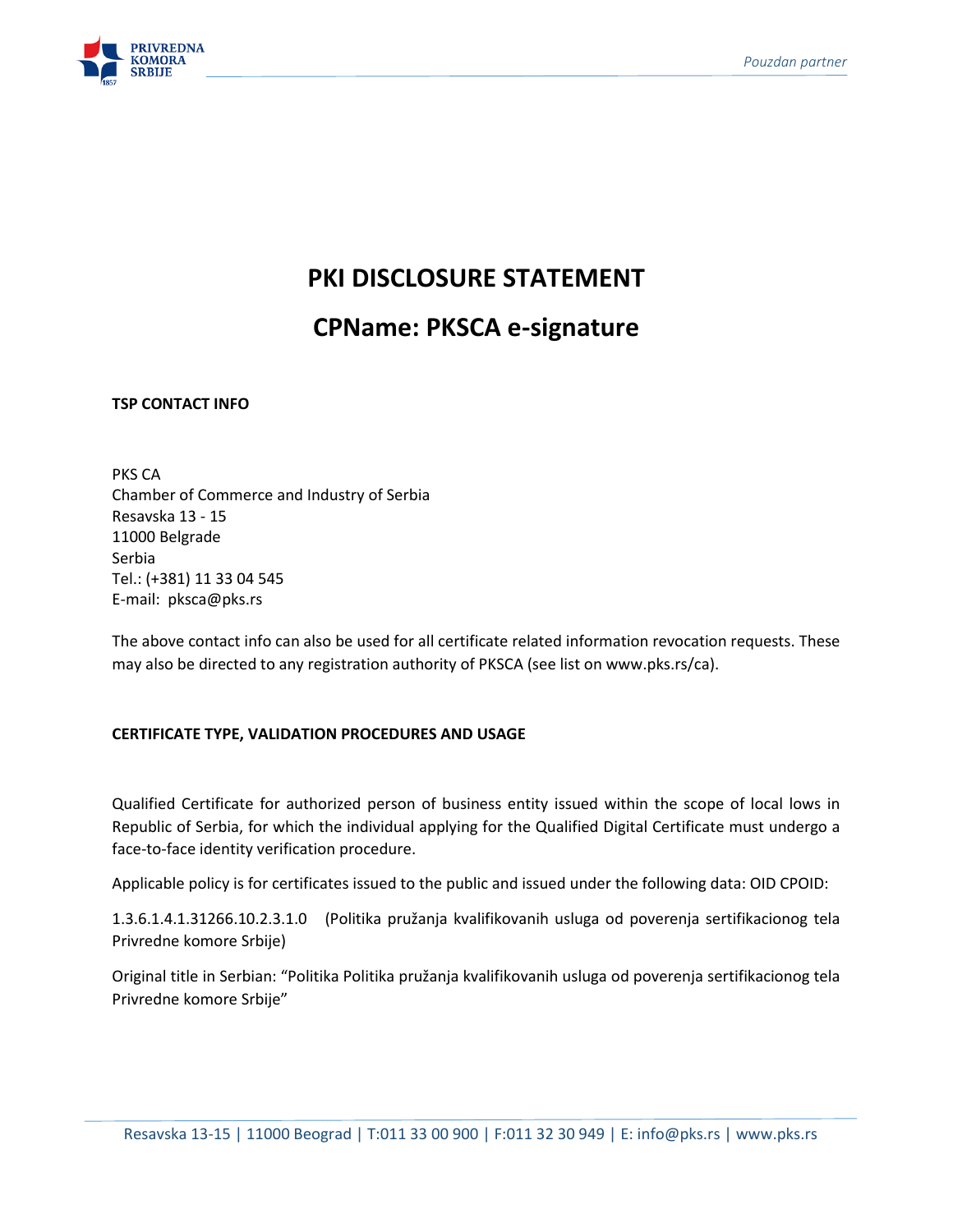# PKI DISCLOSURE STATEMENT

## CPName: PKSCA e-signature

**TSP CONTACT INFO**

PKS CA
Chamber of Commerce and Industry of Serbia
Resavska 13 - 15
11000 Belgrade
Serbia
Tel.: (+381) 11 33 04 545
E-mail: pksca@pks.rs

The above contact info can also be used for all certificate related information revocation requests. These may also be directed to any registration authority of PKSCA (see list on www.pks.rs/ca).

**CERTIFICATE TYPE, VALIDATION PROCEDURES AND USAGE**

Qualified Certificate for authorized person of business entity issued within the scope of local lows in Republic of Serbia, for which the individual applying for the Qualified Digital Certificate must undergo a face-to-face identity verification procedure.

Applicable policy is for certificates issued to the public and issued under the following data: OID CPOID:

1.3.6.1.4.1.31266.10.2.3.1.0 (Politika pružanja kvalifikovanih usluga od poverenja sertifikacionog tela Privredne komore Srbije)

Original title in Serbian: “Politika Politika pružanja kvalifikovanih usluga od poverenja sertifikacionog tela Privredne komore Srbije”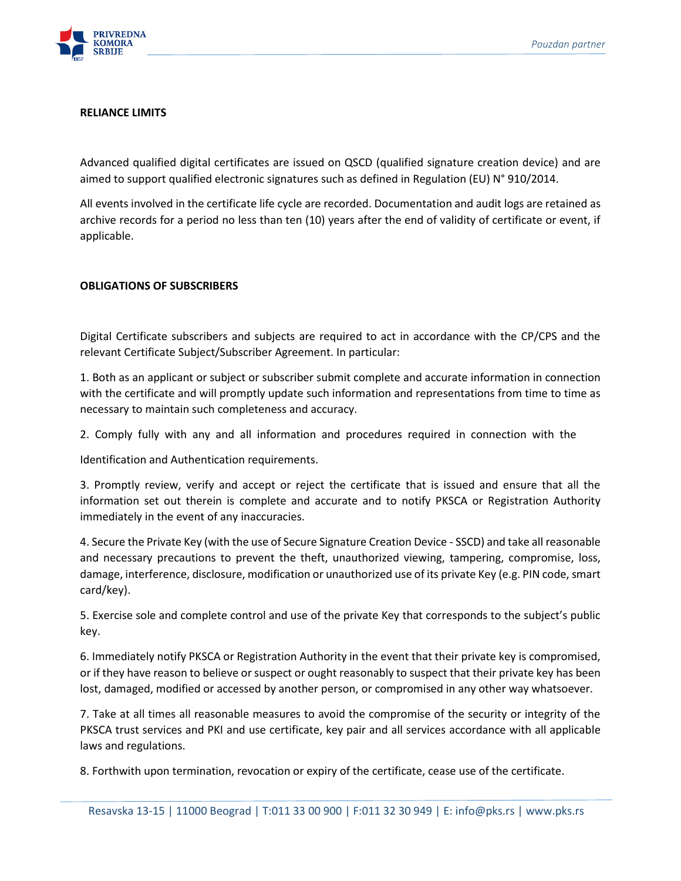**RELIANCE LIMITS**

Advanced qualified digital certificates are issued on QSCD (qualified signature creation device) and are aimed to support qualified electronic signatures such as defined in Regulation (EU) N° 910/2014.

All events involved in the certificate life cycle are recorded. Documentation and audit logs are retained as archive records for a period no less than ten (10) years after the end of validity of certificate or event, if applicable.

**OBLIGATIONS OF SUBSCRIBERS**

Digital Certificate subscribers and subjects are required to act in accordance with the CP/CPS and the relevant Certificate Subject/Subscriber Agreement. In particular:

1. Both as an applicant or subject or subscriber submit complete and accurate information in connection with the certificate and will promptly update such information and representations from time to time as necessary to maintain such completeness and accuracy.

2. Comply fully with any and all information and procedures required in connection with the Identification and Authentication requirements.

3. Promptly review, verify and accept or reject the certificate that is issued and ensure that all the information set out therein is complete and accurate and to notify PKSCA or Registration Authority immediately in the event of any inaccuracies.

4. Secure the Private Key (with the use of Secure Signature Creation Device - SSCD) and take all reasonable and necessary precautions to prevent the theft, unauthorized viewing, tampering, compromise, loss, damage, interference, disclosure, modification or unauthorized use of its private Key (e.g. PIN code, smart card/key).

5. Exercise sole and complete control and use of the private Key that corresponds to the subject's public key.

6. Immediately notify PKSCA or Registration Authority in the event that their private key is compromised, or if they have reason to believe or suspect or ought reasonably to suspect that their private key has been lost, damaged, modified or accessed by another person, or compromised in any other way whatsoever.

7. Take at all times all reasonable measures to avoid the compromise of the security or integrity of the PKSCA trust services and PKI and use certificate, key pair and all services accordance with all applicable laws and regulations.

8. Forthwith upon termination, revocation or expiry of the certificate, cease use of the certificate.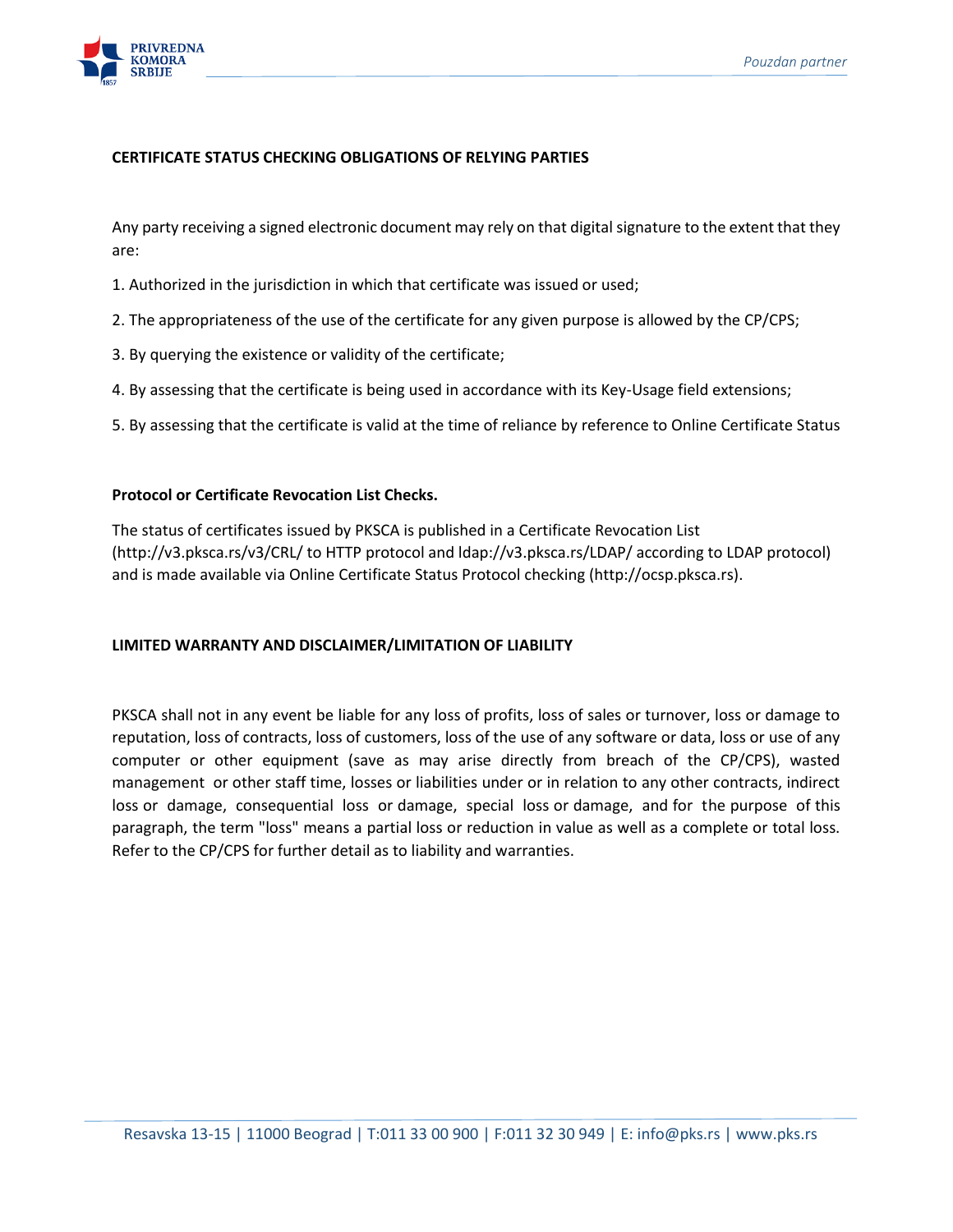**CERTIFICATE STATUS CHECKING OBLIGATIONS OF RELYING PARTIES**

Any party receiving a signed electronic document may rely on that digital signature to the extent that they are:

1. Authorized in the jurisdiction in which that certificate was issued or used;
2. The appropriateness of the use of the certificate for any given purpose is allowed by the CP/CPS;
3. By querying the existence or validity of the certificate;
4. By assessing that the certificate is being used in accordance with its Key-Usage field extensions;
5. By assessing that the certificate is valid at the time of reliance by reference to Online Certificate Status

**Protocol or Certificate Revocation List Checks.**

The status of certificates issued by PKSCA is published in a Certificate Revocation List (http://v3.pksca.rs/v3/CRL/ to HTTP protocol and ldap://v3.pksca.rs/LDAP/ according to LDAP protocol) and is made available via Online Certificate Status Protocol checking (http://ocsp.pksca.rs).

**LIMITED WARRANTY AND DISCLAIMER/LIMITATION OF LIABILITY**

PKSCA shall not in any event be liable for any loss of profits, loss of sales or turnover, loss or damage to reputation, loss of contracts, loss of customers, loss of the use of any software or data, loss or use of any computer or other equipment (save as may arise directly from breach of the CP/CPS), wasted management or other staff time, losses or liabilities under or in relation to any other contracts, indirect loss or damage, consequential loss or damage, special loss or damage, and for the purpose of this paragraph, the term "loss" means a partial loss or reduction in value as well as a complete or total loss. Refer to the CP/CPS for further detail as to liability and warranties.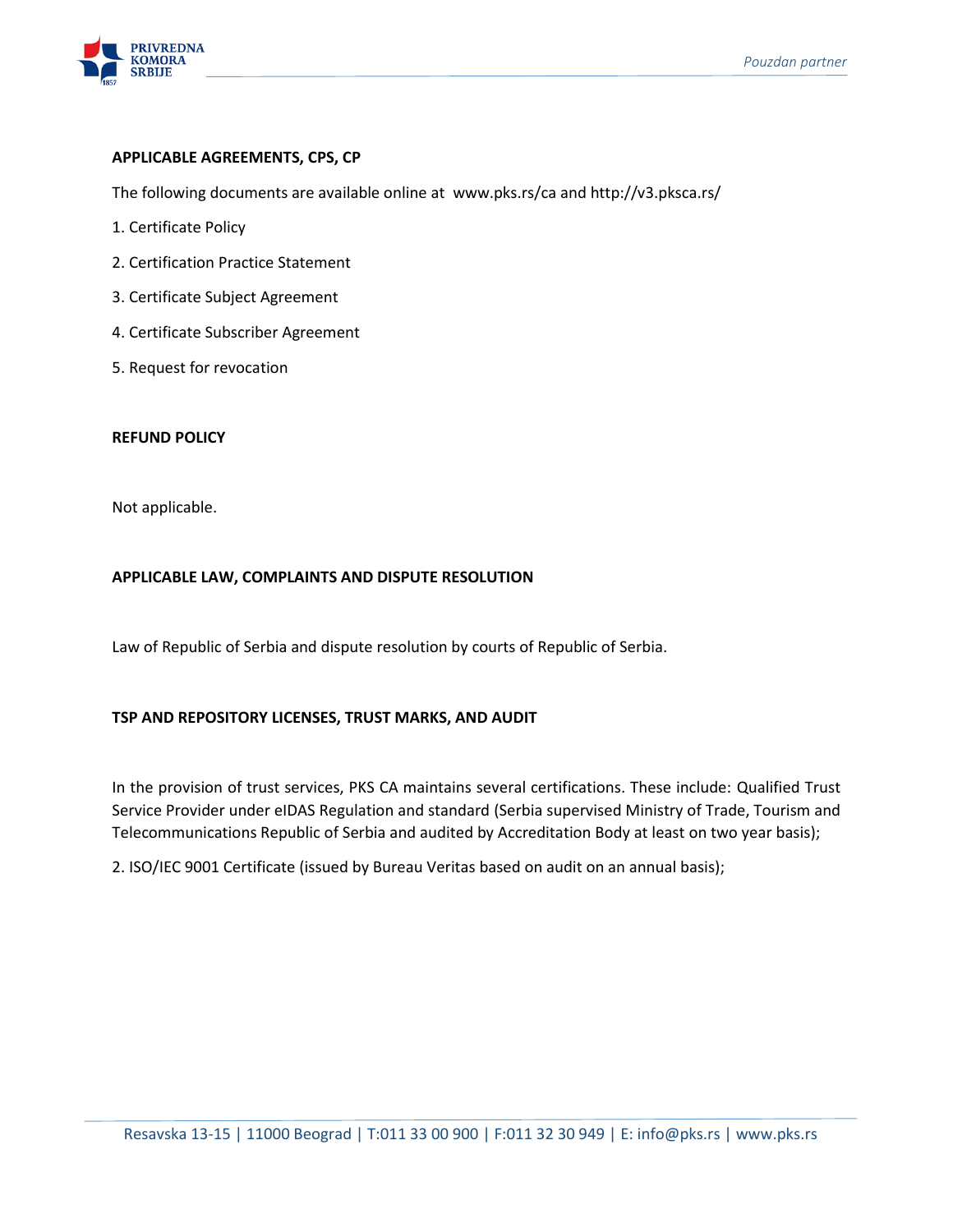**APPLICABLE AGREEMENTS, CPS, CP**

The following documents are available online at www.pks.rs/ca and http://v3.pksca.rs/

1. Certificate Policy
2. Certification Practice Statement
3. Certificate Subject Agreement
4. Certificate Subscriber Agreement
5. Request for revocation

**REFUND POLICY**

Not applicable.

**APPLICABLE LAW, COMPLAINTS AND DISPUTE RESOLUTION**

Law of Republic of Serbia and dispute resolution by courts of Republic of Serbia.

**TSP AND REPOSITORY LICENSES, TRUST MARKS, AND AUDIT**

In the provision of trust services, PKS CA maintains several certifications. These include: Qualified Trust Service Provider under eIDAS Regulation and standard (Serbia supervised Ministry of Trade, Tourism and Telecommunications Republic of Serbia and audited by Accreditation Body at least on two year basis);

2. ISO/IEC 9001 Certificate (issued by Bureau Veritas based on audit on an annual basis);